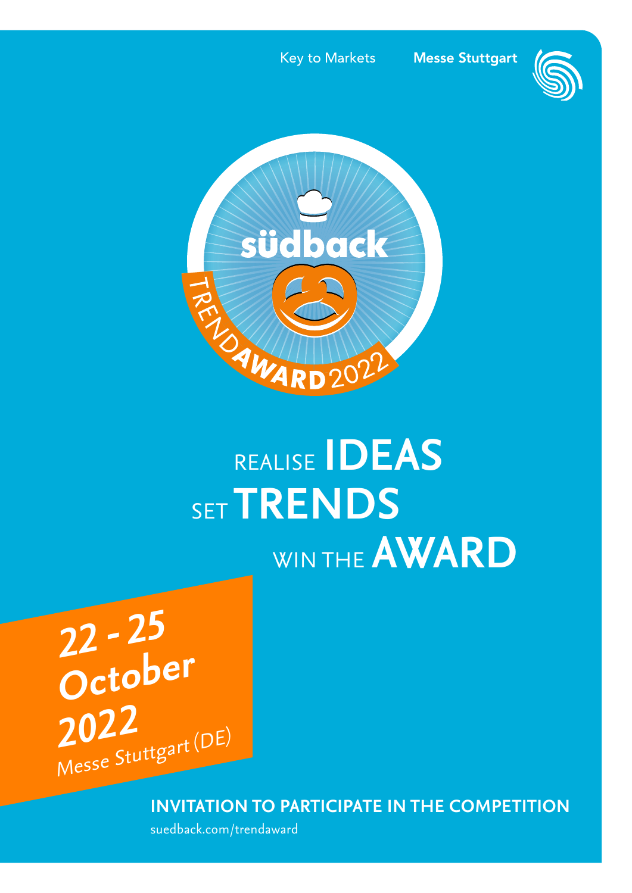Key to Markets **Messe Stuttgart**

südback

TRENDAWARD 2022

# REALISE IDEAS
# SET TRENDS
# WIN THE AWARD

**22 - 25 October 2022**
*Messe Stuttgart (DE)*

## INVITATION TO PARTICIPATE IN THE COMPETITION

suedback.com/trendaward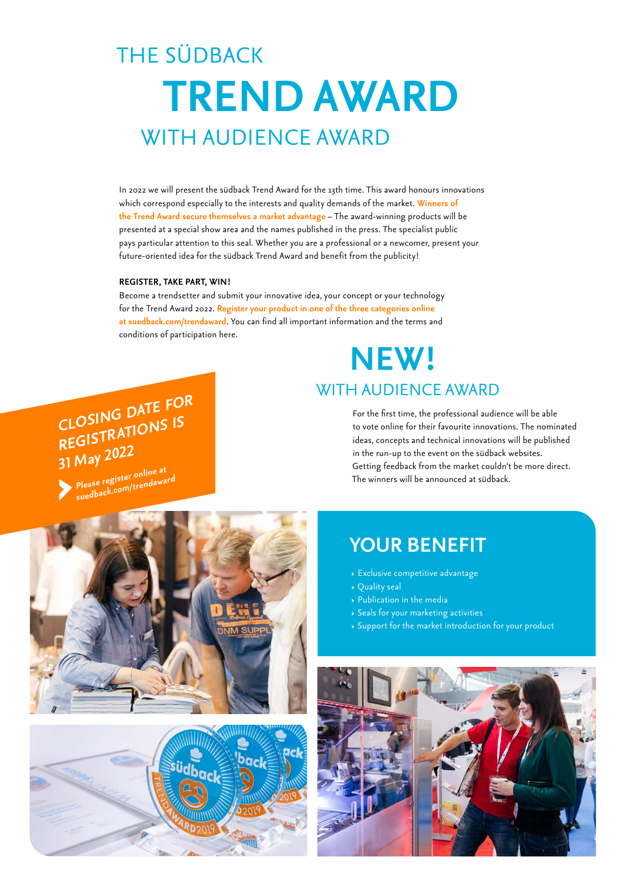# THE SÜDBACK TREND AWARD WITH AUDIENCE AWARD

In 2022 we will present the südback Trend Award for the 13th time. This award honours innovations which correspond especially to the interests and quality demands of the market. **Winners of the Trend Award secure themselves a market advantage** – The award-winning products will be presented at a special show area and the names published in the press. The specialist public pays particular attention to this seal. Whether you are a professional or a newcomer, present your future-oriented idea for the südback Trend Award and benefit from the publicity!

**REGISTER, TAKE PART, WIN!**

Become a trendsetter and submit your innovative idea, your concept or your technology for the Trend Award 2022. **Register your product in one of the three categories online at suedback.com/trendaward**. You can find all important information and the terms and conditions of participation here.

**CLOSING DATE FOR REGISTRATIONS IS 31 May 2022**

Please register online at suedback.com/trendaward

## NEW!

### WITH AUDIENCE AWARD

For the first time, the professional audience will be able to vote online for their favourite innovations. The nominated ideas, concepts and technical innovations will be published in the run-up to the event on the südback websites. Getting feedback from the market couldn't be more direct. The winners will be announced at südback.

## YOUR BENEFIT

- Exclusive competitive advantage
- Quality seal
- Publication in the media
- Seals for your marketing activities
- Support for the market introduction for your product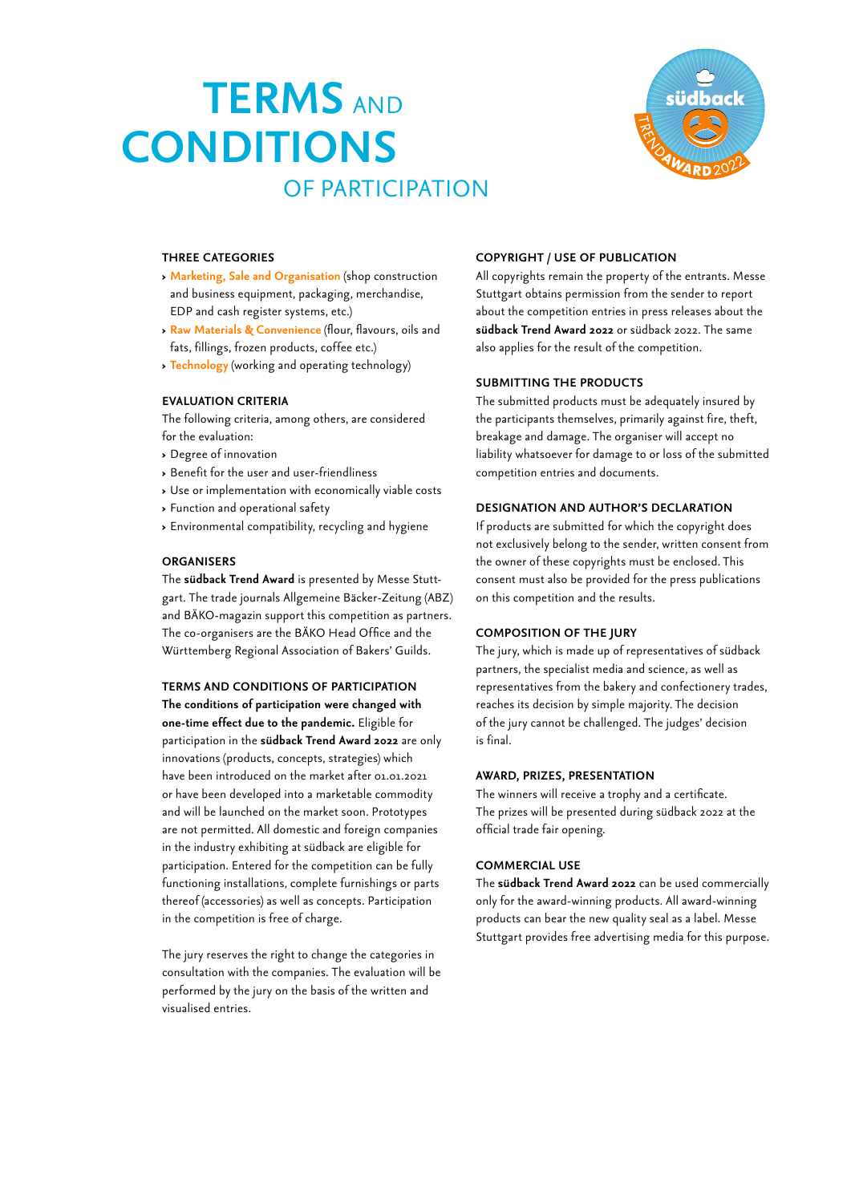# TERMS AND CONDITIONS OF PARTICIPATION

### THREE CATEGORIES

- **Marketing, Sale and Organisation** (shop construction and business equipment, packaging, merchandise, EDP and cash register systems, etc.)
- **Raw Materials & Convenience** (flour, flavours, oils and fats, fillings, frozen products, coffee etc.)
- **Technology** (working and operating technology)

### EVALUATION CRITERIA

The following criteria, among others, are considered for the evaluation:

- Degree of innovation
- Benefit for the user and user-friendliness
- Use or implementation with economically viable costs
- Function and operational safety
- Environmental compatibility, recycling and hygiene

### ORGANISERS

The **südback Trend Award** is presented by Messe Stuttgart. The trade journals Allgemeine Bäcker-Zeitung (ABZ) and BÄKO-magazin support this competition as partners. The co-organisers are the BÄKO Head Office and the Württemberg Regional Association of Bakers' Guilds.

### TERMS AND CONDITIONS OF PARTICIPATION

**The conditions of participation were changed with one-time effect due to the pandemic.** Eligible for participation in the **südback Trend Award 2022** are only innovations (products, concepts, strategies) which have been introduced on the market after 01.01.2021 or have been developed into a marketable commodity and will be launched on the market soon. Prototypes are not permitted. All domestic and foreign companies in the industry exhibiting at südback are eligible for participation. Entered for the competition can be fully functioning installations, complete furnishings or parts thereof (accessories) as well as concepts. Participation in the competition is free of charge.

The jury reserves the right to change the categories in consultation with the companies. The evaluation will be performed by the jury on the basis of the written and visualised entries.

### COPYRIGHT / USE OF PUBLICATION

All copyrights remain the property of the entrants. Messe Stuttgart obtains permission from the sender to report about the competition entries in press releases about the **südback Trend Award 2022** or südback 2022. The same also applies for the result of the competition.

### SUBMITTING THE PRODUCTS

The submitted products must be adequately insured by the participants themselves, primarily against fire, theft, breakage and damage. The organiser will accept no liability whatsoever for damage to or loss of the submitted competition entries and documents.

### DESIGNATION AND AUTHOR'S DECLARATION

If products are submitted for which the copyright does not exclusively belong to the sender, written consent from the owner of these copyrights must be enclosed. This consent must also be provided for the press publications on this competition and the results.

### COMPOSITION OF THE JURY

The jury, which is made up of representatives of südback partners, the specialist media and science, as well as representatives from the bakery and confectionery trades, reaches its decision by simple majority. The decision of the jury cannot be challenged. The judges' decision is final.

### AWARD, PRIZES, PRESENTATION

The winners will receive a trophy and a certificate. The prizes will be presented during südback 2022 at the official trade fair opening.

### COMMERCIAL USE

The **südback Trend Award 2022** can be used commercially only for the award-winning products. All award-winning products can bear the new quality seal as a label. Messe Stuttgart provides free advertising media for this purpose.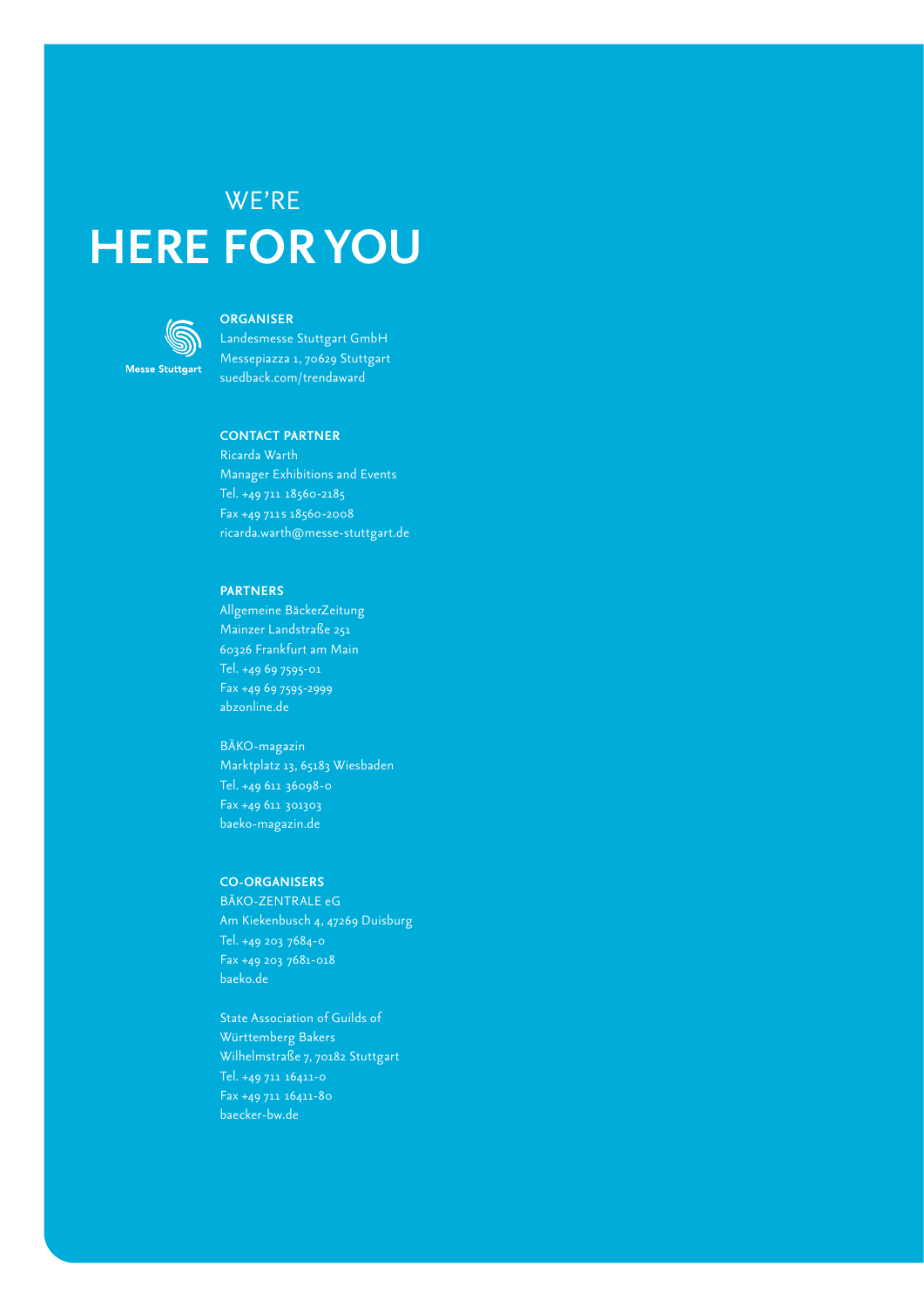# WE'RE
# HERE FOR YOU

Messe Stuttgart

**ORGANISER**
Landesmesse Stuttgart GmbH
Messepiazza 1, 70629 Stuttgart
suedback.com/trendaward

**CONTACT PARTNER**
Ricarda Warth
Manager Exhibitions and Events
Tel. +49 711 18560-2185
Fax +49 711s 18560-2008
ricarda.warth@messe-stuttgart.de

**PARTNERS**
Allgemeine BäckerZeitung
Mainzer Landstraße 251
60326 Frankfurt am Main
Tel. +49 69 7595-01
Fax +49 69 7595-2999
abzonline.de

BÄKO-magazin
Marktplatz 13, 65183 Wiesbaden
Tel. +49 611 36098-0
Fax +49 611 301303
baeko-magazin.de

**CO-ORGANISERS**
BÄKO-ZENTRALE eG
Am Kiekenbusch 4, 47269 Duisburg
Tel. +49 203 7684-0
Fax +49 203 7681-018
baeko.de

State Association of Guilds of
Württemberg Bakers
Wilhelmstraße 7, 70182 Stuttgart
Tel. +49 711 16411-0
Fax +49 711 16411-80
baecker-bw.de